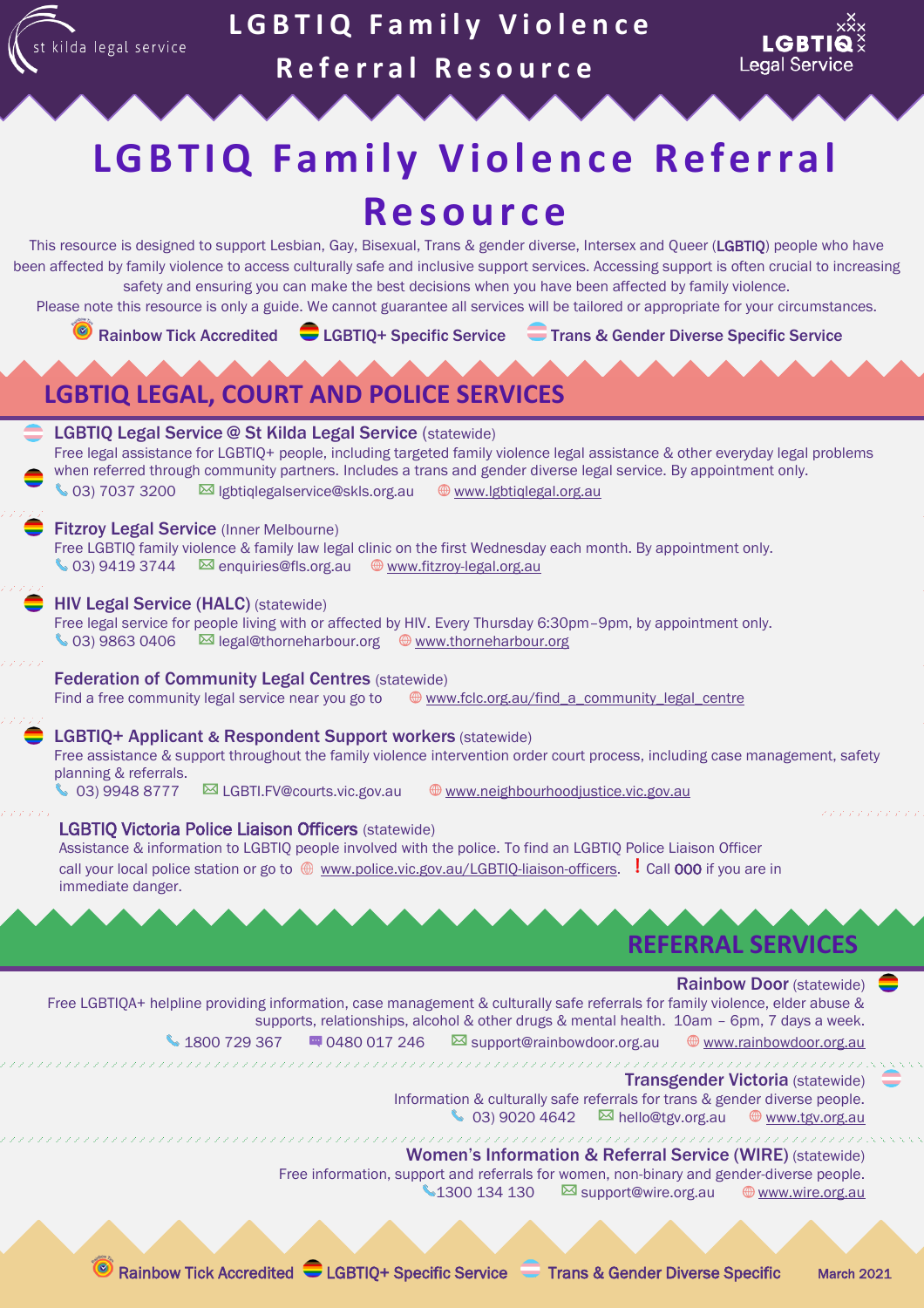# LGBTIQ Family Violence Referral Resource

This resource is designed to support Lesbian, Gay, Bisexual, Trans & gender diverse, Intersex and Queer (**LGBTIQ**) people who have been affected by family violence to access culturally safe and inclusive support services. Accessing support is often crucial to increasing safety and ensuring you can make the best decisions when you have been affected by family violence.

Please note this resource is only a guide. We cannot guarantee all services will be tailored or appropriate for your circumstances.

**Rainbow Tick Accredited** | **LGBTIQ+ Specific Service** | **Trans & Gender Diverse Specific Service**

## LGBTIQ LEGAL, COURT AND POLICE SERVICES

### LGBTIQ Legal Service @ St Kilda Legal Service (statewide)

Free legal assistance for LGBTIQ+ people, including targeted family violence legal assistance & other everyday legal problems when referred through community partners. Includes a trans and gender diverse legal service. By appointment only.

03) 7037 3200 | lgbtiqlegalservice@skls.org.au | www.lgbtiqlegal.org.au

### Fitzroy Legal Service (Inner Melbourne)

Free LGBTIQ family violence & family law legal clinic on the first Wednesday each month. By appointment only.

03) 9419 3744 | enquiries@fls.org.au | www.fitzroy-legal.org.au

### HIV Legal Service (HALC) (statewide)

Free legal service for people living with or affected by HIV. Every Thursday 6:30pm–9pm, by appointment only.

03) 9863 0406 | legal@thorneharbour.org | www.thorneharbour.org

### Federation of Community Legal Centres (statewide)

Find a free community legal service near you go to www.fclc.org.au/find_a_community_legal_centre

### LGBTIQ+ Applicant & Respondent Support workers (statewide)

Free assistance & support throughout the family violence intervention order court process, including case management, safety planning & referrals.

03) 9948 8777 | LGBTI.FV@courts.vic.gov.au | www.neighbourhoodjustice.vic.gov.au

### LGBTIQ Victoria Police Liaison Officers (statewide)

Assistance & information to LGBTIQ people involved with the police. To find an LGBTIQ Police Liaison Officer call your local police station or go to www.police.vic.gov.au/LGBTIQ-liaison-officers. **!** Call **000** if you are in immediate danger.

## REFERRAL SERVICES

### Rainbow Door (statewide)

Free LGBTIQA+ helpline providing information, case management & culturally safe referrals for family violence, elder abuse & supports, relationships, alcohol & other drugs & mental health. 10am – 6pm, 7 days a week.

1800 729 367 | 0480 017 246 | support@rainbowdoor.org.au | www.rainbowdoor.org.au

### Transgender Victoria (statewide)

Information & culturally safe referrals for trans & gender diverse people.

03) 9020 4642 | hello@tgv.org.au | www.tgv.org.au

### Women's Information & Referral Service (WIRE) (statewide)

Free information, support and referrals for women, non-binary and gender-diverse people.

1300 134 130 | support@wire.org.au | www.wire.org.au

Rainbow Tick Accredited | LGBTIQ+ Specific Service | Trans & Gender Diverse Specific | March 2021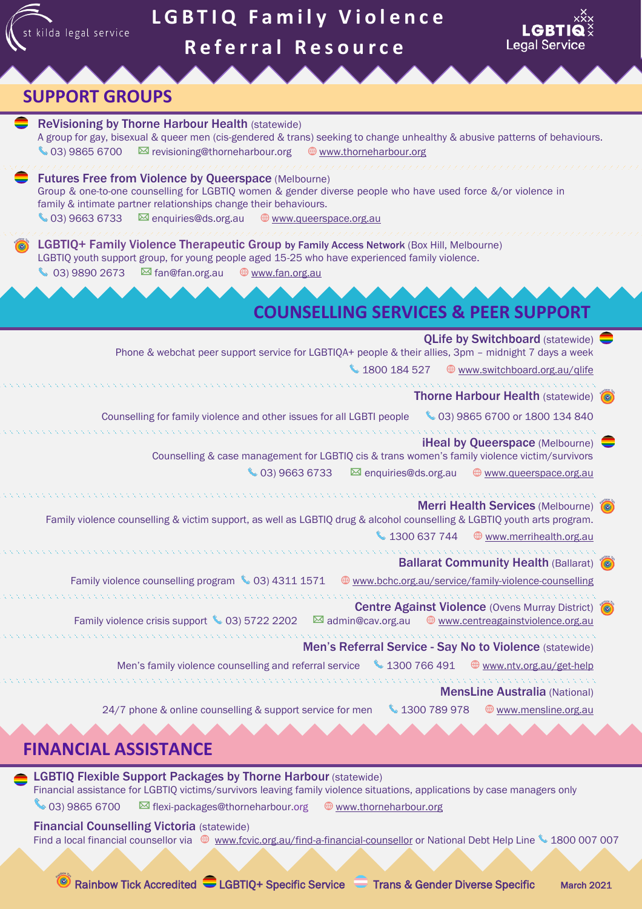# LGBTIQ Family Violence Referral Resource

st kilda legal service

LGBTIQ Legal Service

## SUPPORT GROUPS

**ReVisioning by Thorne Harbour Health** (statewide)
A group for gay, bisexual & queer men (cis-gendered & trans) seeking to change unhealthy & abusive patterns of behaviours.
03) 9865 6700 | revisioning@thorneharbour.org | www.thorneharbour.org

**Futures Free from Violence by Queerspace** (Melbourne)
Group & one-to-one counselling for LGBTIQ women & gender diverse people who have used force &/or violence in family & intimate partner relationships change their behaviours.
03) 9663 6733 | enquiries@ds.org.au | www.queerspace.org.au

**LGBTIQ+ Family Violence Therapeutic Group by Family Access Network** (Box Hill, Melbourne)
LGBTIQ youth support group, for young people aged 15-25 who have experienced family violence.
03) 9890 2673 | fan@fan.org.au | www.fan.org.au

## COUNSELLING SERVICES & PEER SUPPORT

**QLife by Switchboard** (statewide)
Phone & webchat peer support service for LGBTIQA+ people & their allies, 3pm – midnight 7 days a week
1800 184 527 | www.switchboard.org.au/qlife

**Thorne Harbour Health** (statewide)
Counselling for family violence and other issues for all LGBTI people
03) 9865 6700 or 1800 134 840

**iHeal by Queerspace** (Melbourne)
Counselling & case management for LGBTIQ cis & trans women's family violence victim/survivors
03) 9663 6733 | enquiries@ds.org.au | www.queerspace.org.au

**Merri Health Services** (Melbourne)
Family violence counselling & victim support, as well as LGBTIQ drug & alcohol counselling & LGBTIQ youth arts program.
1300 637 744 | www.merrihealth.org.au

**Ballarat Community Health** (Ballarat)
Family violence counselling program | 03) 4311 1571 | www.bchc.org.au/service/family-violence-counselling

**Centre Against Violence** (Ovens Murray District)
Family violence crisis support | 03) 5722 2202 | admin@cav.org.au | www.centreagainstviolence.org.au

**Men's Referral Service - Say No to Violence** (statewide)
Men's family violence counselling and referral service | 1300 766 491 | www.ntv.org.au/get-help

**MensLine Australia** (National)
24/7 phone & online counselling & support service for men | 1300 789 978 | www.mensline.org.au

## FINANCIAL ASSISTANCE

**LGBTIQ Flexible Support Packages by Thorne Harbour** (statewide)
Financial assistance for LGBTIQ victims/survivors leaving family violence situations, applications by case managers only
03) 9865 6700 | flexi-packages@thorneharbour.org | www.thorneharbour.org

**Financial Counselling Victoria** (statewide)
Find a local financial counsellor via www.fcvic.org.au/find-a-financial-counsellor or National Debt Help Line 1800 007 007

Rainbow Tick Accredited | LGBTIQ+ Specific Service | Trans & Gender Diverse Specific

March 2021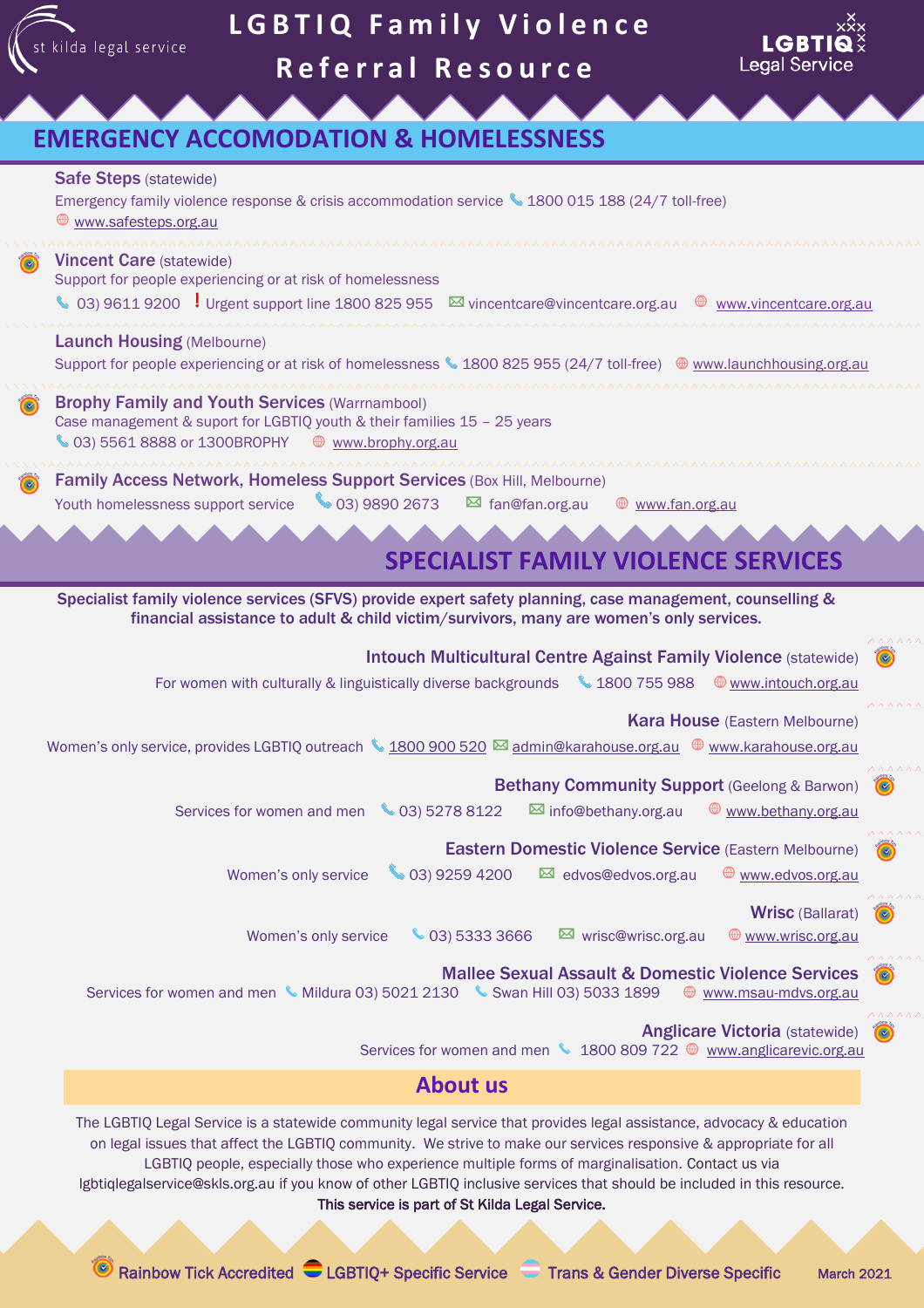# LGBTIQ Family Violence Referral Resource

st kilda legal service

LGBTIQ Legal Service

## EMERGENCY ACCOMODATION & HOMELESSNESS

**Safe Steps** (statewide)
Emergency family violence response & crisis accommodation service 1800 015 188 (24/7 toll-free)
www.safesteps.org.au

**Vincent Care** (statewide)
Support for people experiencing or at risk of homelessness
03) 9611 9200 ! Urgent support line 1800 825 955 vincentcare@vincentcare.org.au www.vincentcare.org.au

**Launch Housing** (Melbourne)
Support for people experiencing or at risk of homelessness 1800 825 955 (24/7 toll-free) www.launchhousing.org.au

**Brophy Family and Youth Services** (Warrnambool)
Case management & suport for LGBTIQ youth & their families 15 – 25 years
03) 5561 8888 or 1300BROPHY www.brophy.org.au

**Family Access Network, Homeless Support Services** (Box Hill, Melbourne)
Youth homelessness support service 03) 9890 2673 fan@fan.org.au www.fan.org.au

## SPECIALIST FAMILY VIOLENCE SERVICES

**Specialist family violence services (SFVS) provide expert safety planning, case management, counselling & financial assistance to adult & child victim/survivors, many are women's only services.**

**Intouch Multicultural Centre Against Family Violence** (statewide)
For women with culturally & linguistically diverse backgrounds 1800 755 988 www.intouch.org.au

**Kara House** (Eastern Melbourne)
Women's only service, provides LGBTIQ outreach 1800 900 520 admin@karahouse.org.au www.karahouse.org.au

**Bethany Community Support** (Geelong & Barwon)
Services for women and men 03) 5278 8122 info@bethany.org.au www.bethany.org.au

**Eastern Domestic Violence Service** (Eastern Melbourne)
Women's only service 03) 9259 4200 edvos@edvos.org.au www.edvos.org.au

**Wrisc** (Ballarat)
Women's only service 03) 5333 3666 wrisc@wrisc.org.au www.wrisc.org.au

**Mallee Sexual Assault & Domestic Violence Services**
Services for women and men Mildura 03) 5021 2130 Swan Hill 03) 5033 1899 www.msau-mdvs.org.au

**Anglicare Victoria** (statewide)
Services for women and men 1800 809 722 www.anglicarevic.org.au

## About us

The LGBTIQ Legal Service is a statewide community legal service that provides legal assistance, advocacy & education on legal issues that affect the LGBTIQ community. We strive to make our services responsive & appropriate for all LGBTIQ people, especially those who experience multiple forms of marginalisation. Contact us via lgbtiqlegalservice@skls.org.au if you know of other LGBTIQ inclusive services that should be included in this resource.
**This service is part of St Kilda Legal Service.**

Rainbow Tick Accredited | LGBTIQ+ Specific Service | Trans & Gender Diverse Specific

March 2021